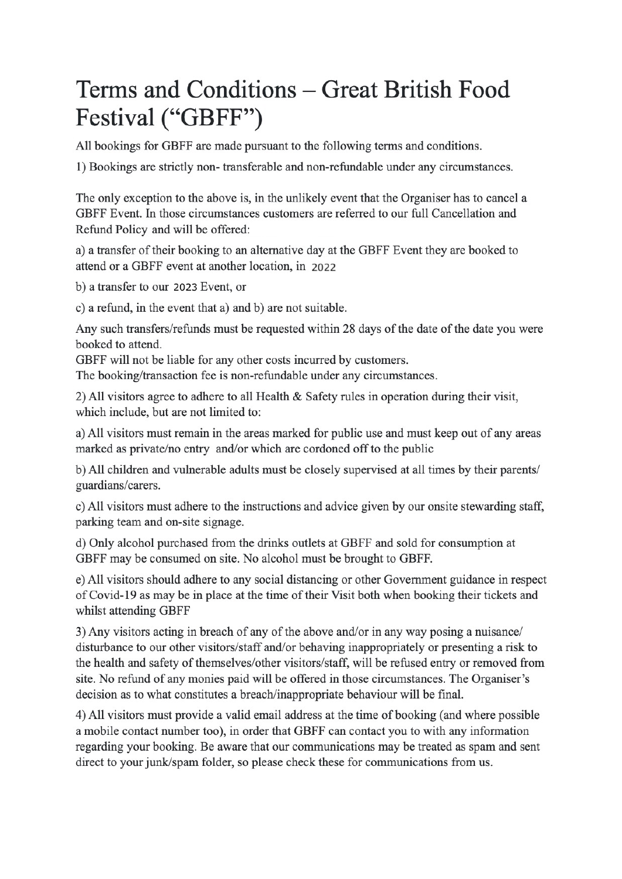# Terms and Conditions – Great British Food Festival ("GBFF")

All bookings for GBFF are made pursuant to the following terms and conditions.

1) Bookings are strictly non- transferable and non-refundable under any circumstances.

The only exception to the above is, in the unlikely event that the Organiser has to cancel a GBFF Event. In those circumstances customers are referred to our full Cancellation and Refund Policy and will be offered:

a) a transfer of their booking to an alternative day at the GBFF Event they are booked to attend or a GBFF event at another location, in 2022

b) a transfer to our 2023 Event, or

c) a refund, in the event that a) and b) are not suitable.

Any such transfers/refunds must be requested within 28 days of the date of the date you were booked to attend.
GBFF will not be liable for any other costs incurred by customers.
The booking/transaction fee is non-refundable under any circumstances.

2) All visitors agree to adhere to all Health & Safety rules in operation during their visit, which include, but are not limited to:

a) All visitors must remain in the areas marked for public use and must keep out of any areas marked as private/no entry and/or which are cordoned off to the public

b) All children and vulnerable adults must be closely supervised at all times by their parents/ guardians/carers.

c) All visitors must adhere to the instructions and advice given by our onsite stewarding staff, parking team and on-site signage.

d) Only alcohol purchased from the drinks outlets at GBFF and sold for consumption at GBFF may be consumed on site. No alcohol must be brought to GBFF.

e) All visitors should adhere to any social distancing or other Government guidance in respect of Covid-19 as may be in place at the time of their Visit both when booking their tickets and whilst attending GBFF

3) Any visitors acting in breach of any of the above and/or in any way posing a nuisance/ disturbance to our other visitors/staff and/or behaving inappropriately or presenting a risk to the health and safety of themselves/other visitors/staff, will be refused entry or removed from site. No refund of any monies paid will be offered in those circumstances. The Organiser's decision as to what constitutes a breach/inappropriate behaviour will be final.

4) All visitors must provide a valid email address at the time of booking (and where possible a mobile contact number too), in order that GBFF can contact you to with any information regarding your booking. Be aware that our communications may be treated as spam and sent direct to your junk/spam folder, so please check these for communications from us.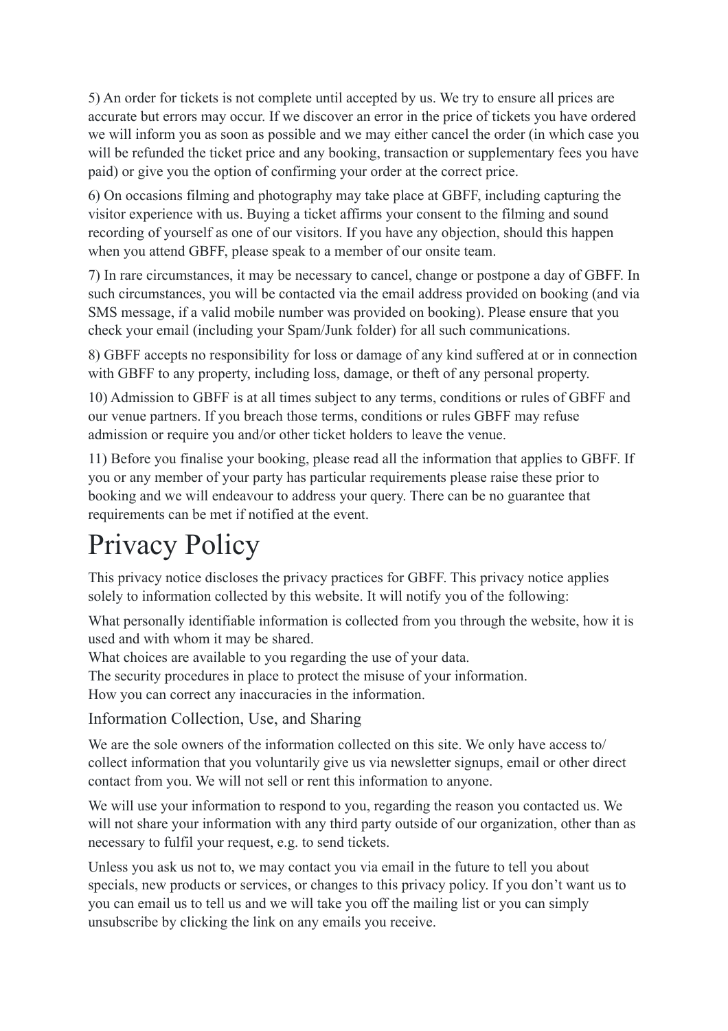5) An order for tickets is not complete until accepted by us. We try to ensure all prices are accurate but errors may occur. If we discover an error in the price of tickets you have ordered we will inform you as soon as possible and we may either cancel the order (in which case you will be refunded the ticket price and any booking, transaction or supplementary fees you have paid) or give you the option of confirming your order at the correct price.

6) On occasions filming and photography may take place at GBFF, including capturing the visitor experience with us. Buying a ticket affirms your consent to the filming and sound recording of yourself as one of our visitors. If you have any objection, should this happen when you attend GBFF, please speak to a member of our onsite team.

7) In rare circumstances, it may be necessary to cancel, change or postpone a day of GBFF. In such circumstances, you will be contacted via the email address provided on booking (and via SMS message, if a valid mobile number was provided on booking). Please ensure that you check your email (including your Spam/Junk folder) for all such communications.

8) GBFF accepts no responsibility for loss or damage of any kind suffered at or in connection with GBFF to any property, including loss, damage, or theft of any personal property.

10) Admission to GBFF is at all times subject to any terms, conditions or rules of GBFF and our venue partners. If you breach those terms, conditions or rules GBFF may refuse admission or require you and/or other ticket holders to leave the venue.

11) Before you finalise your booking, please read all the information that applies to GBFF. If you or any member of your party has particular requirements please raise these prior to booking and we will endeavour to address your query. There can be no guarantee that requirements can be met if notified at the event.

# Privacy Policy

This privacy notice discloses the privacy practices for GBFF. This privacy notice applies solely to information collected by this website. It will notify you of the following:

What personally identifiable information is collected from you through the website, how it is used and with whom it may be shared.
What choices are available to you regarding the use of your data.
The security procedures in place to protect the misuse of your information.
How you can correct any inaccuracies in the information.

## Information Collection, Use, and Sharing

We are the sole owners of the information collected on this site. We only have access to/collect information that you voluntarily give us via newsletter signups, email or other direct contact from you. We will not sell or rent this information to anyone.

We will use your information to respond to you, regarding the reason you contacted us. We will not share your information with any third party outside of our organization, other than as necessary to fulfil your request, e.g. to send tickets.

Unless you ask us not to, we may contact you via email in the future to tell you about specials, new products or services, or changes to this privacy policy. If you don't want us to you can email us to tell us and we will take you off the mailing list or you can simply unsubscribe by clicking the link on any emails you receive.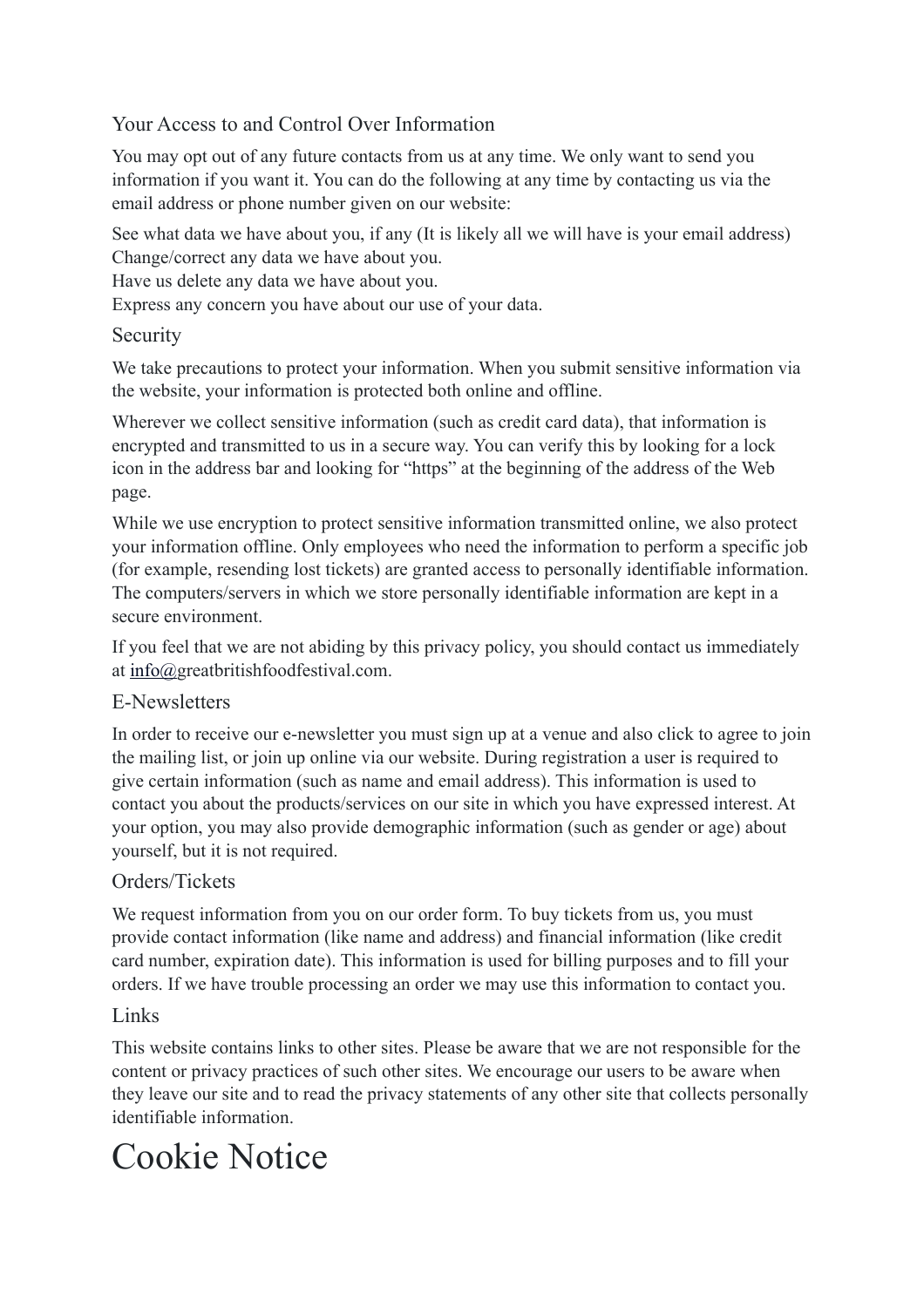### Your Access to and Control Over Information

You may opt out of any future contacts from us at any time. We only want to send you information if you want it. You can do the following at any time by contacting us via the email address or phone number given on our website:

See what data we have about you, if any (It is likely all we will have is your email address)
Change/correct any data we have about you.
Have us delete any data we have about you.
Express any concern you have about our use of your data.

### Security

We take precautions to protect your information. When you submit sensitive information via the website, your information is protected both online and offline.

Wherever we collect sensitive information (such as credit card data), that information is encrypted and transmitted to us in a secure way. You can verify this by looking for a lock icon in the address bar and looking for "https" at the beginning of the address of the Web page.

While we use encryption to protect sensitive information transmitted online, we also protect your information offline. Only employees who need the information to perform a specific job (for example, resending lost tickets) are granted access to personally identifiable information. The computers/servers in which we store personally identifiable information are kept in a secure environment.

If you feel that we are not abiding by this privacy policy, you should contact us immediately at info@greatbritishfoodfestival.com.

### E-Newsletters

In order to receive our e-newsletter you must sign up at a venue and also click to agree to join the mailing list, or join up online via our website. During registration a user is required to give certain information (such as name and email address). This information is used to contact you about the products/services on our site in which you have expressed interest. At your option, you may also provide demographic information (such as gender or age) about yourself, but it is not required.

### Orders/Tickets

We request information from you on our order form. To buy tickets from us, you must provide contact information (like name and address) and financial information (like credit card number, expiration date). This information is used for billing purposes and to fill your orders. If we have trouble processing an order we may use this information to contact you.

### Links

This website contains links to other sites. Please be aware that we are not responsible for the content or privacy practices of such other sites. We encourage our users to be aware when they leave our site and to read the privacy statements of any other site that collects personally identifiable information.

# Cookie Notice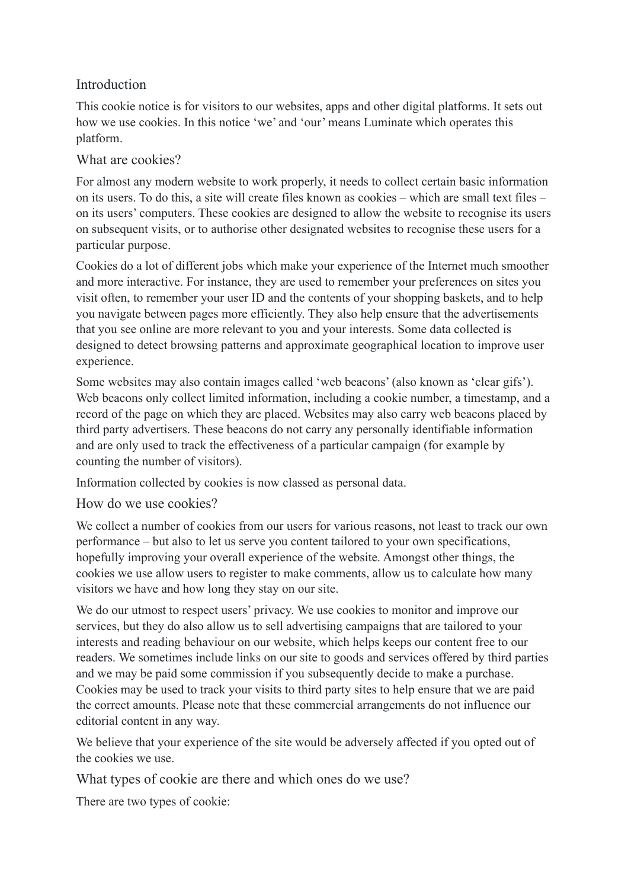## Introduction

This cookie notice is for visitors to our websites, apps and other digital platforms. It sets out how we use cookies. In this notice 'we' and 'our' means Luminate which operates this platform.

## What are cookies?

For almost any modern website to work properly, it needs to collect certain basic information on its users. To do this, a site will create files known as cookies – which are small text files – on its users' computers. These cookies are designed to allow the website to recognise its users on subsequent visits, or to authorise other designated websites to recognise these users for a particular purpose.

Cookies do a lot of different jobs which make your experience of the Internet much smoother and more interactive. For instance, they are used to remember your preferences on sites you visit often, to remember your user ID and the contents of your shopping baskets, and to help you navigate between pages more efficiently. They also help ensure that the advertisements that you see online are more relevant to you and your interests. Some data collected is designed to detect browsing patterns and approximate geographical location to improve user experience.

Some websites may also contain images called 'web beacons' (also known as 'clear gifs'). Web beacons only collect limited information, including a cookie number, a timestamp, and a record of the page on which they are placed. Websites may also carry web beacons placed by third party advertisers. These beacons do not carry any personally identifiable information and are only used to track the effectiveness of a particular campaign (for example by counting the number of visitors).

Information collected by cookies is now classed as personal data.

## How do we use cookies?

We collect a number of cookies from our users for various reasons, not least to track our own performance – but also to let us serve you content tailored to your own specifications, hopefully improving your overall experience of the website. Amongst other things, the cookies we use allow users to register to make comments, allow us to calculate how many visitors we have and how long they stay on our site.

We do our utmost to respect users' privacy. We use cookies to monitor and improve our services, but they do also allow us to sell advertising campaigns that are tailored to your interests and reading behaviour on our website, which helps keeps our content free to our readers. We sometimes include links on our site to goods and services offered by third parties and we may be paid some commission if you subsequently decide to make a purchase. Cookies may be used to track your visits to third party sites to help ensure that we are paid the correct amounts. Please note that these commercial arrangements do not influence our editorial content in any way.

We believe that your experience of the site would be adversely affected if you opted out of the cookies we use.

## What types of cookie are there and which ones do we use?

There are two types of cookie: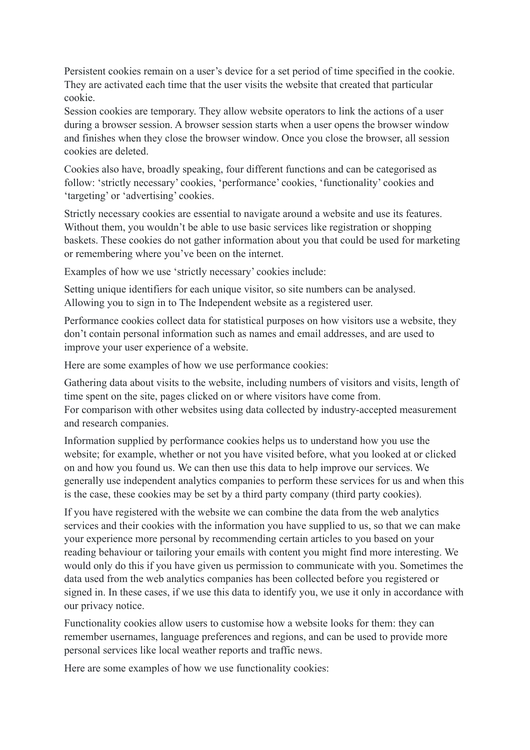Persistent cookies remain on a user's device for a set period of time specified in the cookie. They are activated each time that the user visits the website that created that particular cookie.

Session cookies are temporary. They allow website operators to link the actions of a user during a browser session. A browser session starts when a user opens the browser window and finishes when they close the browser window. Once you close the browser, all session cookies are deleted.

Cookies also have, broadly speaking, four different functions and can be categorised as follow: 'strictly necessary' cookies, 'performance' cookies, 'functionality' cookies and 'targeting' or 'advertising' cookies.

Strictly necessary cookies are essential to navigate around a website and use its features. Without them, you wouldn't be able to use basic services like registration or shopping baskets. These cookies do not gather information about you that could be used for marketing or remembering where you've been on the internet.

Examples of how we use 'strictly necessary' cookies include:

Setting unique identifiers for each unique visitor, so site numbers can be analysed.
Allowing you to sign in to The Independent website as a registered user.

Performance cookies collect data for statistical purposes on how visitors use a website, they don't contain personal information such as names and email addresses, and are used to improve your user experience of a website.

Here are some examples of how we use performance cookies:

Gathering data about visits to the website, including numbers of visitors and visits, length of time spent on the site, pages clicked on or where visitors have come from.
For comparison with other websites using data collected by industry-accepted measurement and research companies.

Information supplied by performance cookies helps us to understand how you use the website; for example, whether or not you have visited before, what you looked at or clicked on and how you found us. We can then use this data to help improve our services. We generally use independent analytics companies to perform these services for us and when this is the case, these cookies may be set by a third party company (third party cookies).

If you have registered with the website we can combine the data from the web analytics services and their cookies with the information you have supplied to us, so that we can make your experience more personal by recommending certain articles to you based on your reading behaviour or tailoring your emails with content you might find more interesting. We would only do this if you have given us permission to communicate with you. Sometimes the data used from the web analytics companies has been collected before you registered or signed in. In these cases, if we use this data to identify you, we use it only in accordance with our privacy notice.

Functionality cookies allow users to customise how a website looks for them: they can remember usernames, language preferences and regions, and can be used to provide more personal services like local weather reports and traffic news.

Here are some examples of how we use functionality cookies: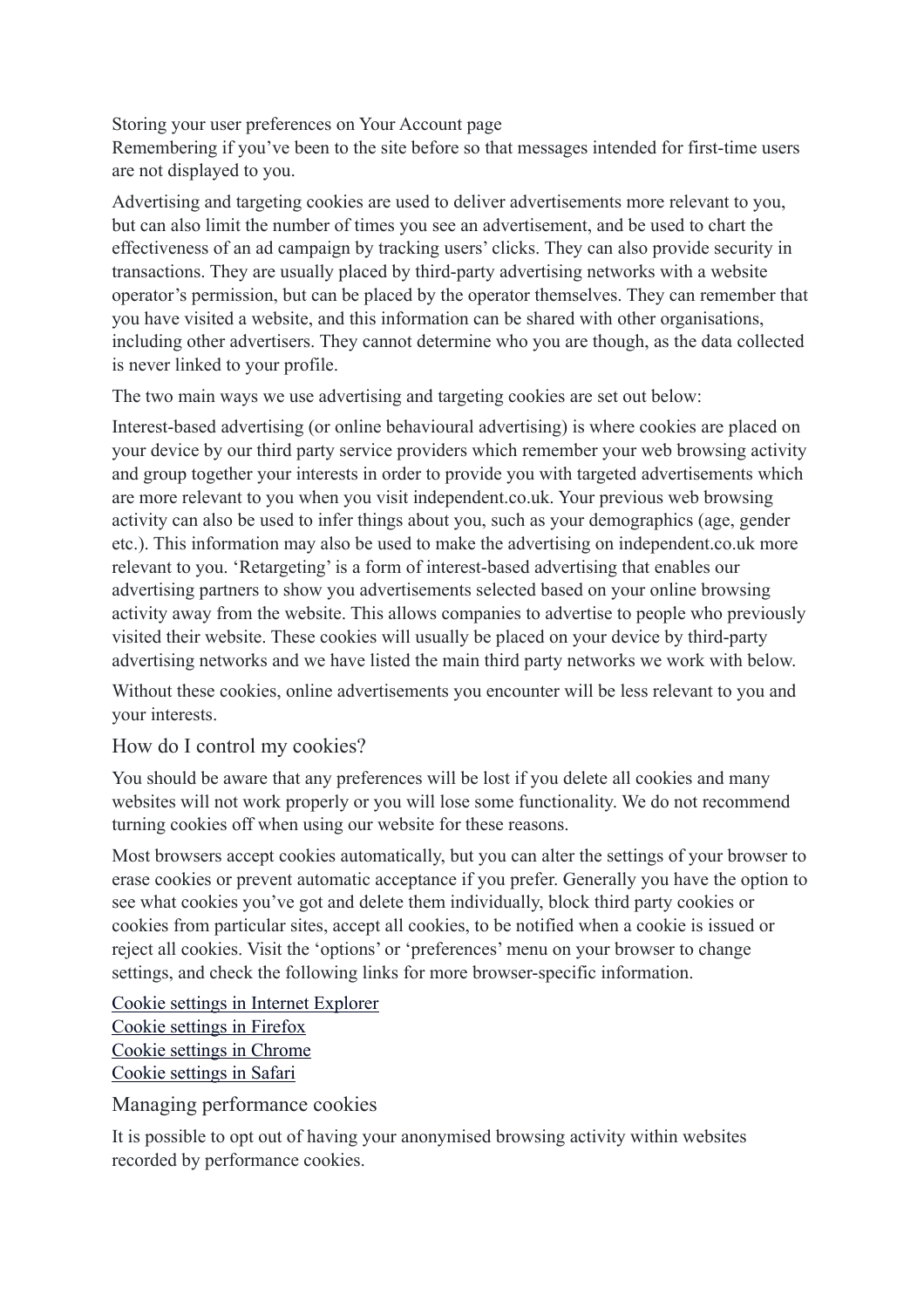Storing your user preferences on Your Account page
Remembering if you've been to the site before so that messages intended for first-time users are not displayed to you.

Advertising and targeting cookies are used to deliver advertisements more relevant to you, but can also limit the number of times you see an advertisement, and be used to chart the effectiveness of an ad campaign by tracking users' clicks. They can also provide security in transactions. They are usually placed by third-party advertising networks with a website operator's permission, but can be placed by the operator themselves. They can remember that you have visited a website, and this information can be shared with other organisations, including other advertisers. They cannot determine who you are though, as the data collected is never linked to your profile.

The two main ways we use advertising and targeting cookies are set out below:

Interest-based advertising (or online behavioural advertising) is where cookies are placed on your device by our third party service providers which remember your web browsing activity and group together your interests in order to provide you with targeted advertisements which are more relevant to you when you visit independent.co.uk. Your previous web browsing activity can also be used to infer things about you, such as your demographics (age, gender etc.). This information may also be used to make the advertising on independent.co.uk more relevant to you. 'Retargeting' is a form of interest-based advertising that enables our advertising partners to show you advertisements selected based on your online browsing activity away from the website. This allows companies to advertise to people who previously visited their website. These cookies will usually be placed on your device by third-party advertising networks and we have listed the main third party networks we work with below.

Without these cookies, online advertisements you encounter will be less relevant to you and your interests.

## How do I control my cookies?

You should be aware that any preferences will be lost if you delete all cookies and many websites will not work properly or you will lose some functionality. We do not recommend turning cookies off when using our website for these reasons.

Most browsers accept cookies automatically, but you can alter the settings of your browser to erase cookies or prevent automatic acceptance if you prefer. Generally you have the option to see what cookies you've got and delete them individually, block third party cookies or cookies from particular sites, accept all cookies, to be notified when a cookie is issued or reject all cookies. Visit the 'options' or 'preferences' menu on your browser to change settings, and check the following links for more browser-specific information.

Cookie settings in Internet Explorer
Cookie settings in Firefox
Cookie settings in Chrome
Cookie settings in Safari

## Managing performance cookies

It is possible to opt out of having your anonymised browsing activity within websites recorded by performance cookies.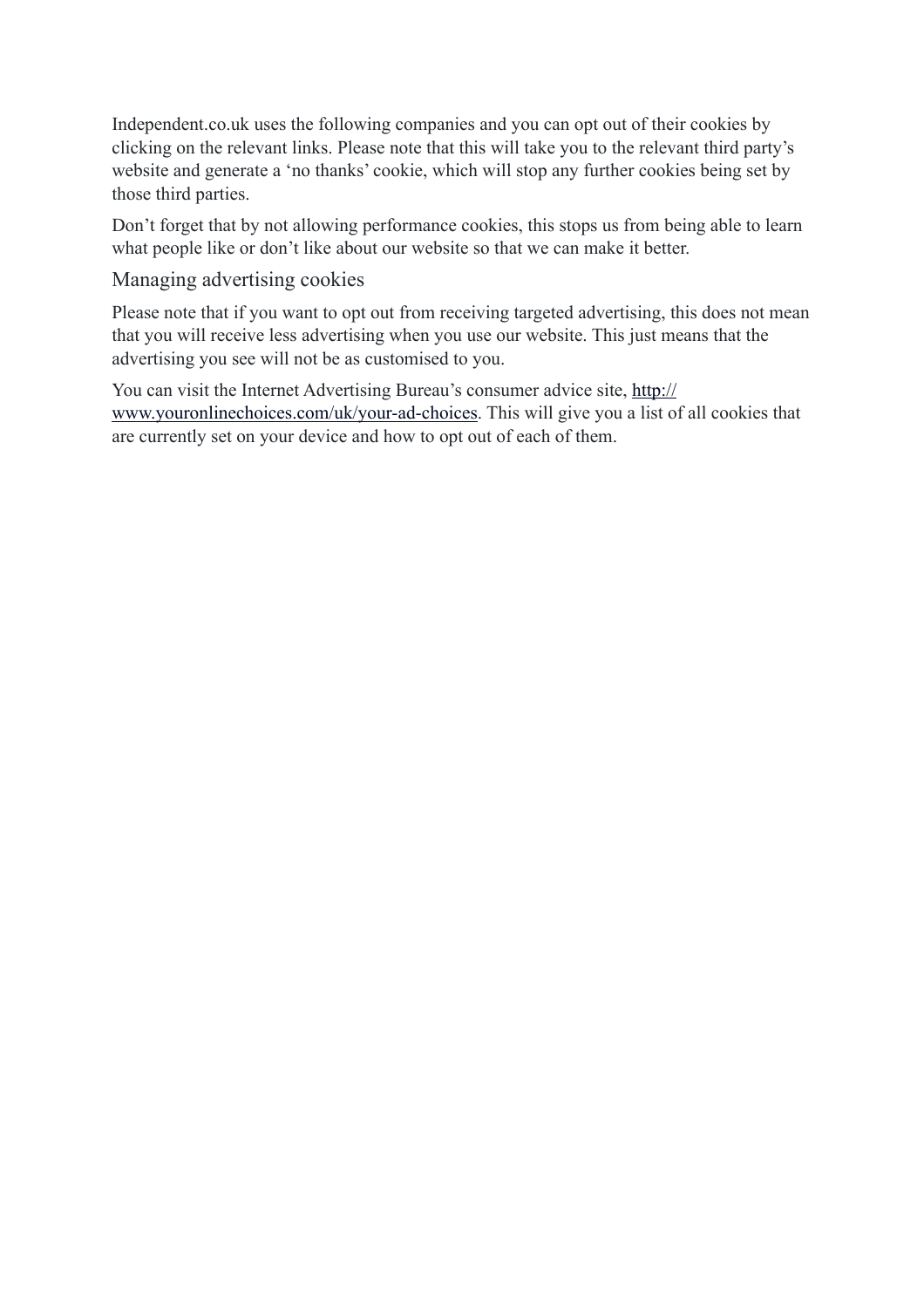Independent.co.uk uses the following companies and you can opt out of their cookies by clicking on the relevant links. Please note that this will take you to the relevant third party's website and generate a 'no thanks' cookie, which will stop any further cookies being set by those third parties.

Don't forget that by not allowing performance cookies, this stops us from being able to learn what people like or don't like about our website so that we can make it better.

## Managing advertising cookies

Please note that if you want to opt out from receiving targeted advertising, this does not mean that you will receive less advertising when you use our website. This just means that the advertising you see will not be as customised to you.

You can visit the Internet Advertising Bureau's consumer advice site, [http://www.youronlinechoices.com/uk/your-ad-choices](http://www.youronlinechoices.com/uk/your-ad-choices). This will give you a list of all cookies that are currently set on your device and how to opt out of each of them.